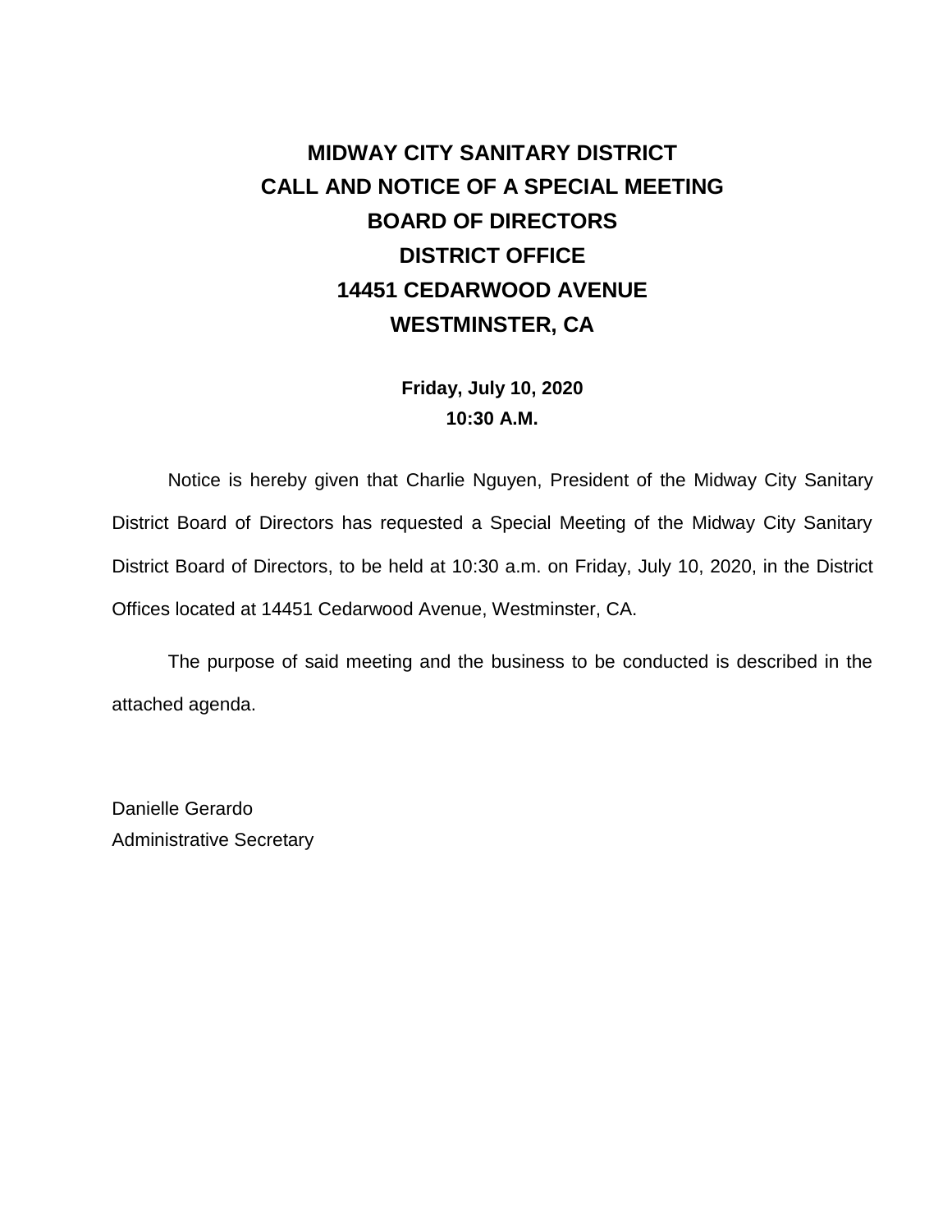# MIDWAY CITY SANITARY DISTRICT
# CALL AND NOTICE OF A SPECIAL MEETING
# BOARD OF DIRECTORS
# DISTRICT OFFICE
# 14451 CEDARWOOD AVENUE
# WESTMINSTER, CA

**Friday, July 10, 2020**
**10:30 A.M.**

Notice is hereby given that Charlie Nguyen, President of the Midway City Sanitary District Board of Directors has requested a Special Meeting of the Midway City Sanitary District Board of Directors, to be held at 10:30 a.m. on Friday, July 10, 2020, in the District Offices located at 14451 Cedarwood Avenue, Westminster, CA.

The purpose of said meeting and the business to be conducted is described in the attached agenda.

Danielle Gerardo
Administrative Secretary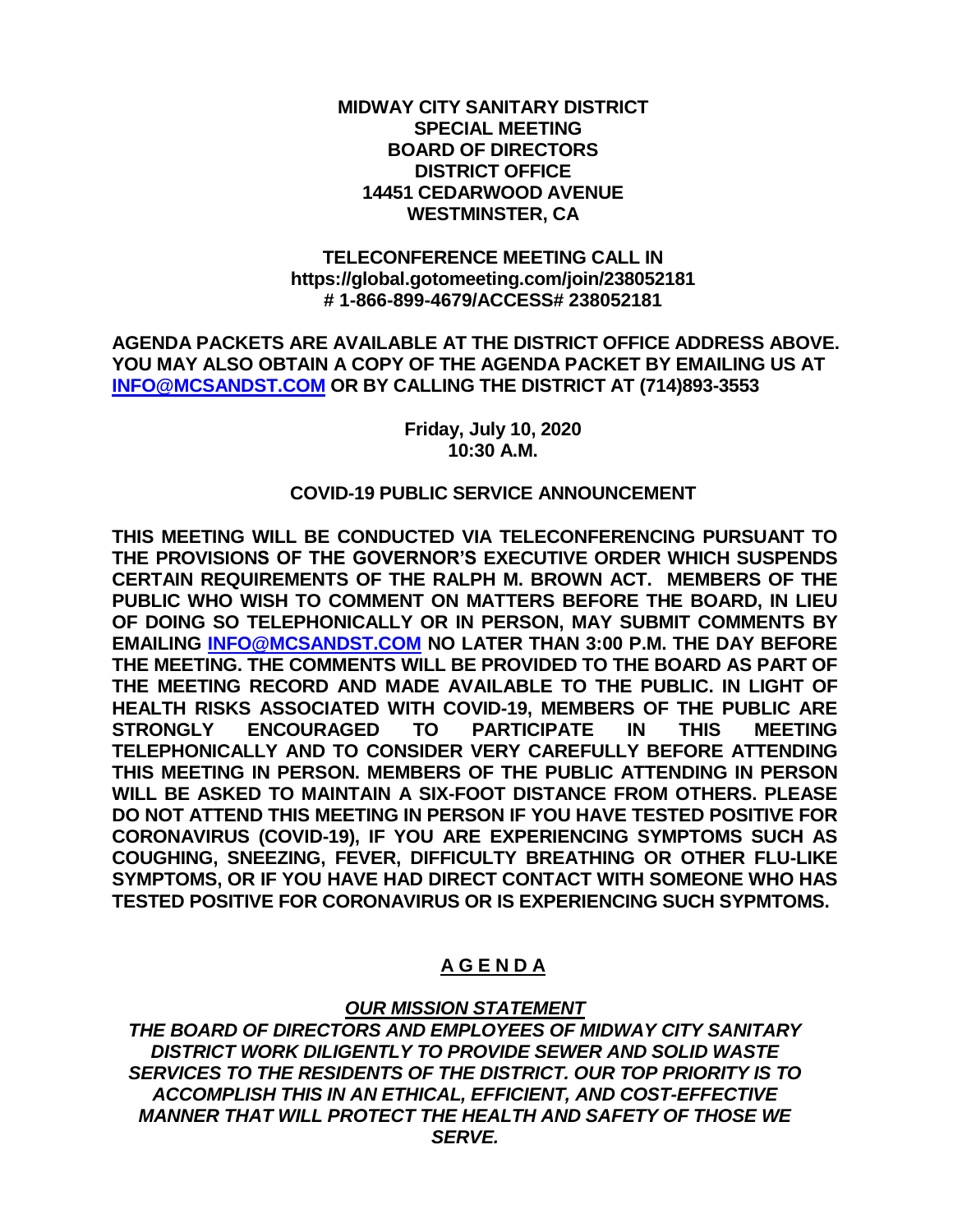**MIDWAY CITY SANITARY DISTRICT**
**SPECIAL MEETING**
**BOARD OF DIRECTORS**
**DISTRICT OFFICE**
**14451 CEDARWOOD AVENUE**
**WESTMINSTER, CA**

**TELECONFERENCE MEETING CALL IN**
**https://global.gotomeeting.com/join/238052181**
**# 1-866-899-4679/ACCESS# 238052181**

**AGENDA PACKETS ARE AVAILABLE AT THE DISTRICT OFFICE ADDRESS ABOVE. YOU MAY ALSO OBTAIN A COPY OF THE AGENDA PACKET BY EMAILING US AT INFO@MCSANDST.COM OR BY CALLING THE DISTRICT AT (714)893-3553**

**Friday, July 10, 2020**
**10:30 A.M.**

**COVID-19 PUBLIC SERVICE ANNOUNCEMENT**

**THIS MEETING WILL BE CONDUCTED VIA TELECONFERENCING PURSUANT TO THE PROVISIONS OF THE GOVERNOR'S EXECUTIVE ORDER WHICH SUSPENDS CERTAIN REQUIREMENTS OF THE RALPH M. BROWN ACT. MEMBERS OF THE PUBLIC WHO WISH TO COMMENT ON MATTERS BEFORE THE BOARD, IN LIEU OF DOING SO TELEPHONICALLY OR IN PERSON, MAY SUBMIT COMMENTS BY EMAILING INFO@MCSANDST.COM NO LATER THAN 3:00 P.M. THE DAY BEFORE THE MEETING. THE COMMENTS WILL BE PROVIDED TO THE BOARD AS PART OF THE MEETING RECORD AND MADE AVAILABLE TO THE PUBLIC. IN LIGHT OF HEALTH RISKS ASSOCIATED WITH COVID-19, MEMBERS OF THE PUBLIC ARE STRONGLY ENCOURAGED TO PARTICIPATE IN THIS MEETING TELEPHONICALLY AND TO CONSIDER VERY CAREFULLY BEFORE ATTENDING THIS MEETING IN PERSON. MEMBERS OF THE PUBLIC ATTENDING IN PERSON WILL BE ASKED TO MAINTAIN A SIX-FOOT DISTANCE FROM OTHERS. PLEASE DO NOT ATTEND THIS MEETING IN PERSON IF YOU HAVE TESTED POSITIVE FOR CORONAVIRUS (COVID-19), IF YOU ARE EXPERIENCING SYMPTOMS SUCH AS COUGHING, SNEEZING, FEVER, DIFFICULTY BREATHING OR OTHER FLU-LIKE SYMPTOMS, OR IF YOU HAVE HAD DIRECT CONTACT WITH SOMEONE WHO HAS TESTED POSITIVE FOR CORONAVIRUS OR IS EXPERIENCING SUCH SYPMTOMS.**

## A G E N D A

***OUR MISSION STATEMENT***

***THE BOARD OF DIRECTORS AND EMPLOYEES OF MIDWAY CITY SANITARY DISTRICT WORK DILIGENTLY TO PROVIDE SEWER AND SOLID WASTE SERVICES TO THE RESIDENTS OF THE DISTRICT. OUR TOP PRIORITY IS TO ACCOMPLISH THIS IN AN ETHICAL, EFFICIENT, AND COST-EFFECTIVE MANNER THAT WILL PROTECT THE HEALTH AND SAFETY OF THOSE WE SERVE.***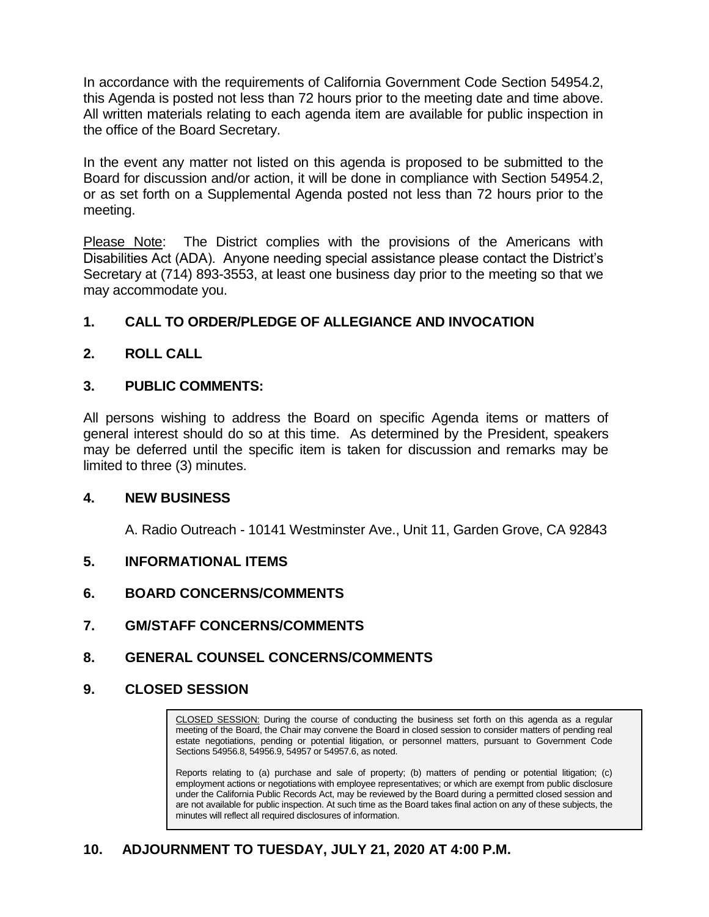In accordance with the requirements of California Government Code Section 54954.2, this Agenda is posted not less than 72 hours prior to the meeting date and time above. All written materials relating to each agenda item are available for public inspection in the office of the Board Secretary.

In the event any matter not listed on this agenda is proposed to be submitted to the Board for discussion and/or action, it will be done in compliance with Section 54954.2, or as set forth on a Supplemental Agenda posted not less than 72 hours prior to the meeting.

Please Note: The District complies with the provisions of the Americans with Disabilities Act (ADA). Anyone needing special assistance please contact the District's Secretary at (714) 893-3553, at least one business day prior to the meeting so that we may accommodate you.

## 1. CALL TO ORDER/PLEDGE OF ALLEGIANCE AND INVOCATION

## 2. ROLL CALL

## 3. PUBLIC COMMENTS:

All persons wishing to address the Board on specific Agenda items or matters of general interest should do so at this time. As determined by the President, speakers may be deferred until the specific item is taken for discussion and remarks may be limited to three (3) minutes.

## 4. NEW BUSINESS

A. Radio Outreach - 10141 Westminster Ave., Unit 11, Garden Grove, CA 92843

## 5. INFORMATIONAL ITEMS

## 6. BOARD CONCERNS/COMMENTS

## 7. GM/STAFF CONCERNS/COMMENTS

## 8. GENERAL COUNSEL CONCERNS/COMMENTS

## 9. CLOSED SESSION

CLOSED SESSION: During the course of conducting the business set forth on this agenda as a regular meeting of the Board, the Chair may convene the Board in closed session to consider matters of pending real estate negotiations, pending or potential litigation, or personnel matters, pursuant to Government Code Sections 54956.8, 54956.9, 54957 or 54957.6, as noted.

Reports relating to (a) purchase and sale of property; (b) matters of pending or potential litigation; (c) employment actions or negotiations with employee representatives; or which are exempt from public disclosure under the California Public Records Act, may be reviewed by the Board during a permitted closed session and are not available for public inspection. At such time as the Board takes final action on any of these subjects, the minutes will reflect all required disclosures of information.

## 10. ADJOURNMENT TO TUESDAY, JULY 21, 2020 AT 4:00 P.M.